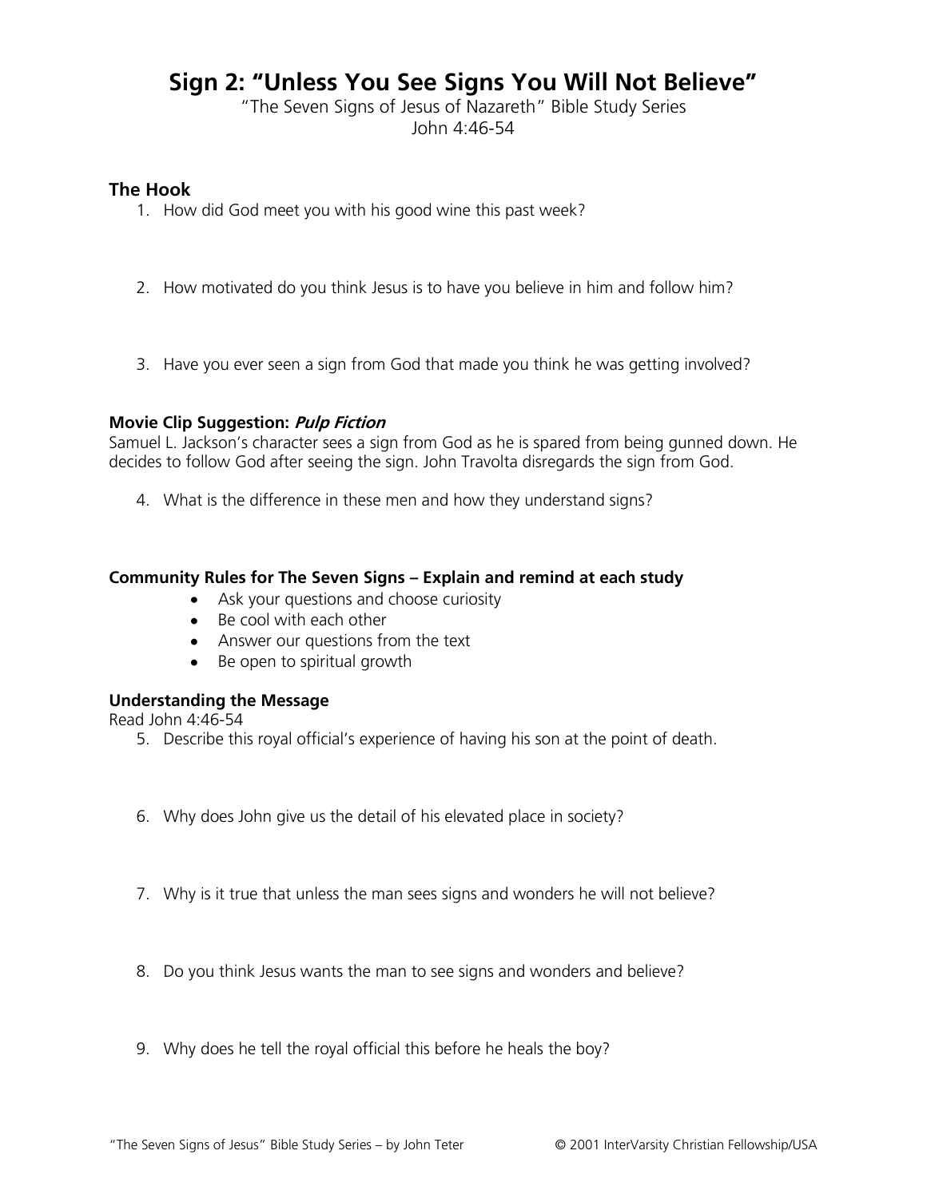# Sign 2: "Unless You See Signs You Will Not Believe"

"The Seven Signs of Jesus of Nazareth" Bible Study Series
John 4:46-54

## The Hook

1. How did God meet you with his good wine this past week?

2. How motivated do you think Jesus is to have you believe in him and follow him?

3. Have you ever seen a sign from God that made you think he was getting involved?

**Movie Clip Suggestion: *Pulp Fiction***

Samuel L. Jackson's character sees a sign from God as he is spared from being gunned down. He decides to follow God after seeing the sign. John Travolta disregards the sign from God.

4. What is the difference in these men and how they understand signs?

**Community Rules for The Seven Signs – Explain and remind at each study**

- Ask your questions and choose curiosity
- Be cool with each other
- Answer our questions from the text
- Be open to spiritual growth

**Understanding the Message**

Read John 4:46-54

5. Describe this royal official's experience of having his son at the point of death.

6. Why does John give us the detail of his elevated place in society?

7. Why is it true that unless the man sees signs and wonders he will not believe?

8. Do you think Jesus wants the man to see signs and wonders and believe?

9. Why does he tell the royal official this before he heals the boy?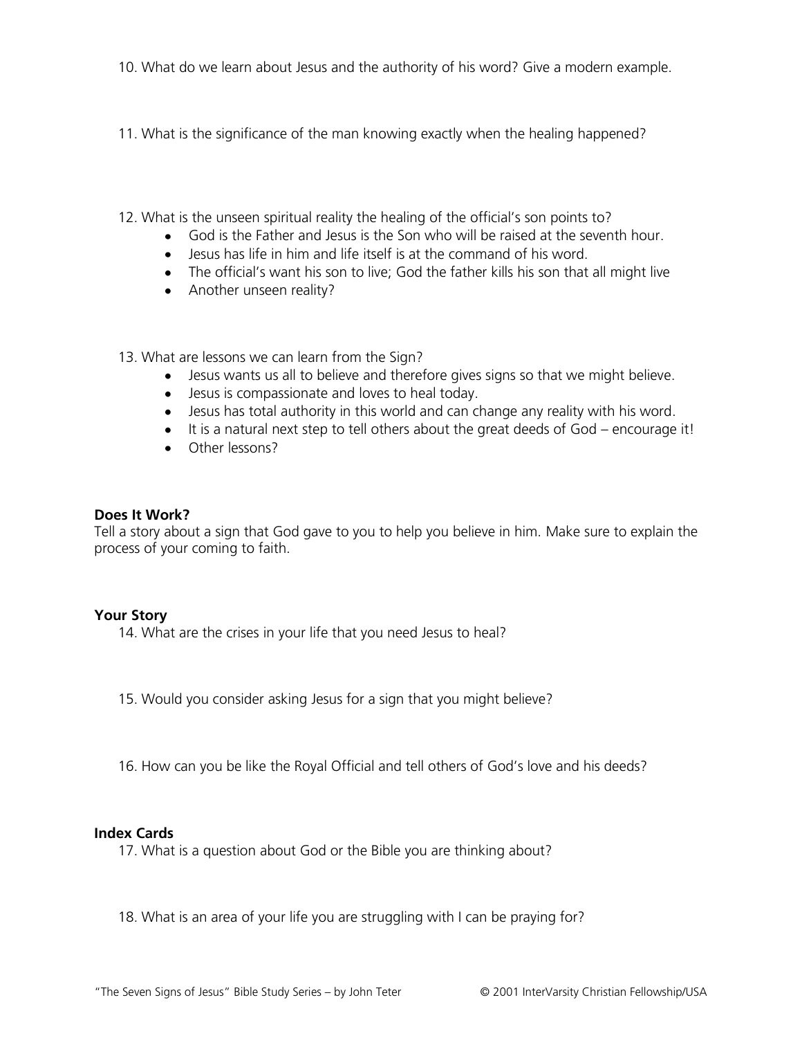10. What do we learn about Jesus and the authority of his word? Give a modern example.

11. What is the significance of the man knowing exactly when the healing happened?

12. What is the unseen spiritual reality the healing of the official's son points to?
    - God is the Father and Jesus is the Son who will be raised at the seventh hour.
    - Jesus has life in him and life itself is at the command of his word.
    - The official's want his son to live; God the father kills his son that all might live
    - Another unseen reality?

13. What are lessons we can learn from the Sign?
    - Jesus wants us all to believe and therefore gives signs so that we might believe.
    - Jesus is compassionate and loves to heal today.
    - Jesus has total authority in this world and can change any reality with his word.
    - It is a natural next step to tell others about the great deeds of God – encourage it!
    - Other lessons?

**Does It Work?**

Tell a story about a sign that God gave to you to help you believe in him. Make sure to explain the process of your coming to faith.

**Your Story**

14. What are the crises in your life that you need Jesus to heal?

15. Would you consider asking Jesus for a sign that you might believe?

16. How can you be like the Royal Official and tell others of God's love and his deeds?

**Index Cards**

17. What is a question about God or the Bible you are thinking about?

18. What is an area of your life you are struggling with I can be praying for?

"The Seven Signs of Jesus" Bible Study Series – by John Teter © 2001 InterVarsity Christian Fellowship/USA